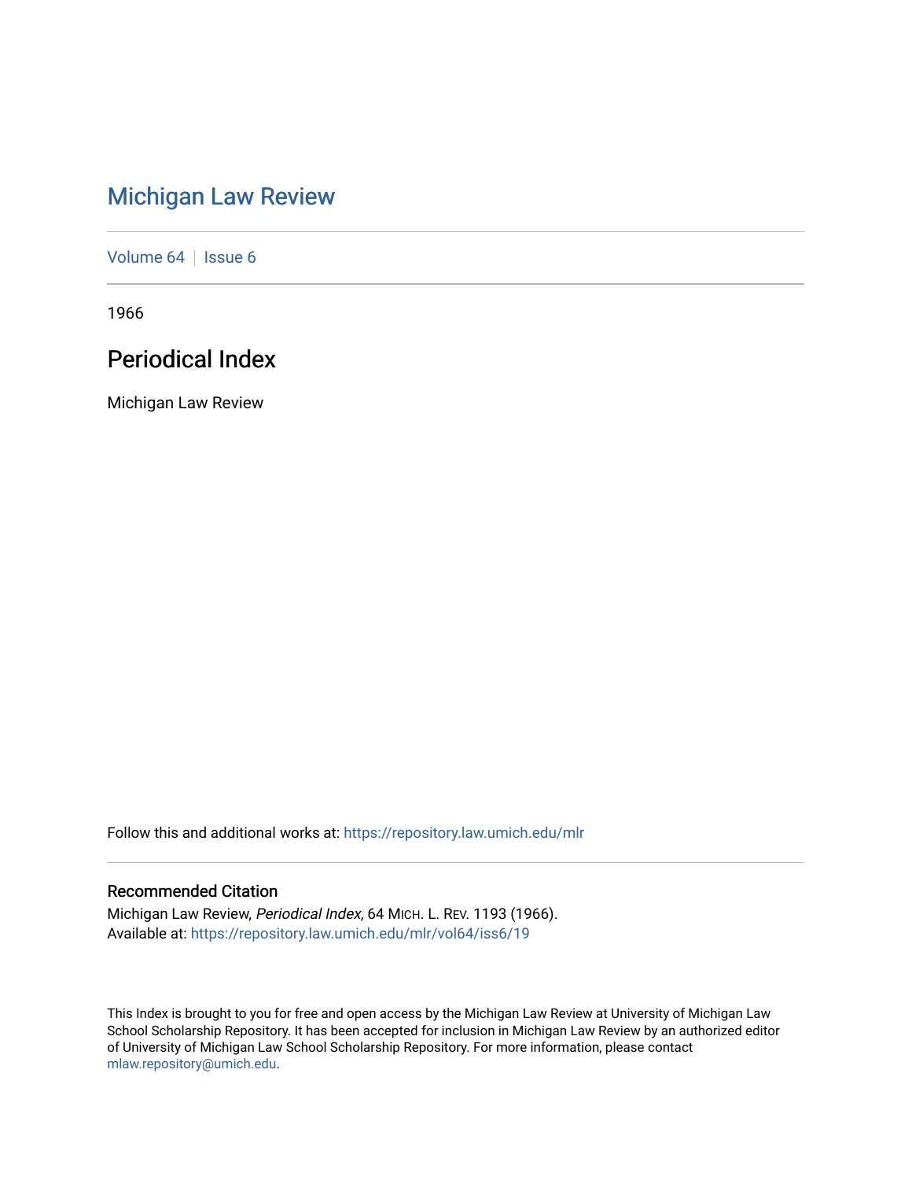# Michigan Law Review

Volume 64 | Issue 6

1966

## Periodical Index

Michigan Law Review

Follow this and additional works at: https://repository.law.umich.edu/mlr

### Recommended Citation

Michigan Law Review, *Periodical Index*, 64 MICH. L. REV. 1193 (1966).
Available at: https://repository.law.umich.edu/mlr/vol64/iss6/19

This Index is brought to you for free and open access by the Michigan Law Review at University of Michigan Law School Scholarship Repository. It has been accepted for inclusion in Michigan Law Review by an authorized editor of University of Michigan Law School Scholarship Repository. For more information, please contact mlaw.repository@umich.edu.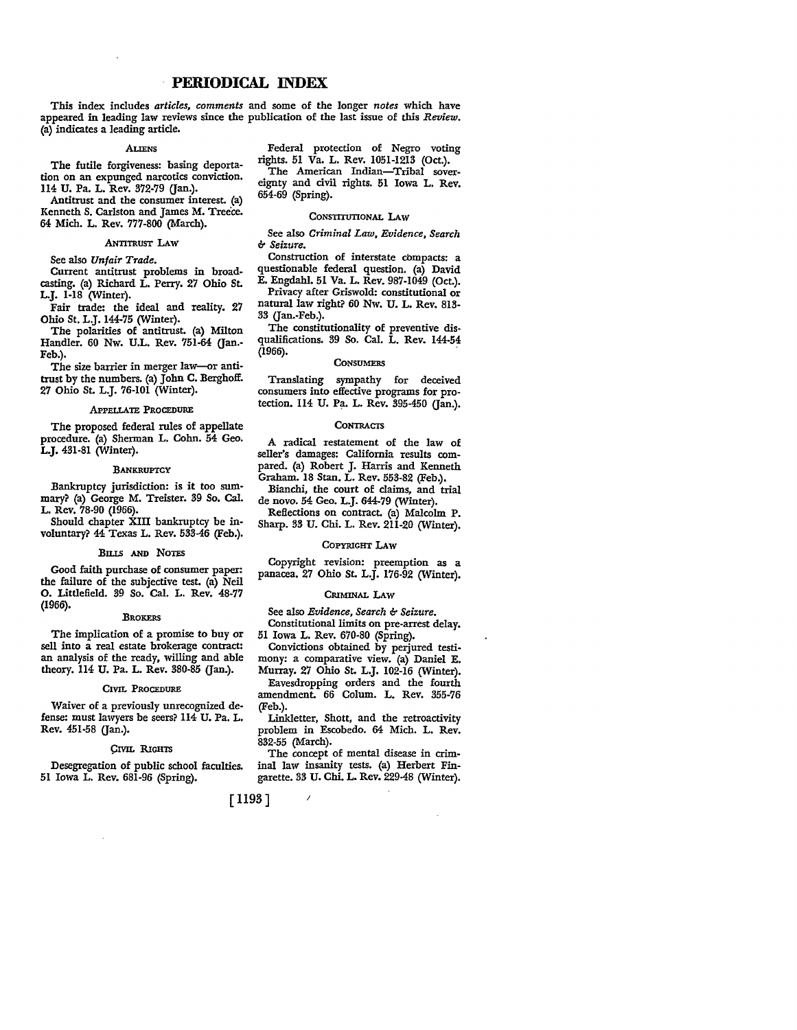# PERIODICAL INDEX

This index includes *articles, comments* and some of the longer *notes* which have appeared in leading law reviews since the publication of the last issue of this *Review.* (a) indicates a leading article.

### ALIENS

The futile forgiveness: basing deportation on an expunged narcotics conviction. 114 U. Pa. L. Rev. 372-79 (Jan.).

Antitrust and the consumer interest. (a) Kenneth S. Carlston and James M. Treece. 64 Mich. L. Rev. 777-800 (March).

### ANTITRUST LAW

See also *Unfair Trade.*

Current antitrust problems in broadcasting. (a) Richard L. Perry. 27 Ohio St. L.J. 1-18 (Winter).

Fair trade: the ideal and reality. 27 Ohio St. L.J. 144-75 (Winter).

The polarities of antitrust. (a) Milton Handler. 60 Nw. U.L. Rev. 751-64 (Jan.-Feb.).

The size barrier in merger law—or antitrust by the numbers. (a) John C. Berghoff. 27 Ohio St. L.J. 76-101 (Winter).

### APPELLATE PROCEDURE

The proposed federal rules of appellate procedure. (a) Sherman L. Cohn. 54 Geo. L.J. 431-81 (Winter).

### BANKRUPTCY

Bankruptcy jurisdiction: is it too summary? (a) George M. Treister. 39 So. Cal. L. Rev. 78-90 (1966).

Should chapter XIII bankruptcy be involuntary? 44 Texas L. Rev. 533-46 (Feb.).

### BILLS AND NOTES

Good faith purchase of consumer paper: the failure of the subjective test. (a) Neil O. Littlefield. 39 So. Cal. L. Rev. 48-77 (1966).

### BROKERS

The implication of a promise to buy or sell into a real estate brokerage contract: an analysis of the ready, willing and able theory. 114 U. Pa. L. Rev. 380-85 (Jan.).

### CIVIL PROCEDURE

Waiver of a previously unrecognized defense: must lawyers be seers? 114 U. Pa. L. Rev. 451-58 (Jan.).

### CIVIL RIGHTS

Desegregation of public school faculties. 51 Iowa L. Rev. 681-96 (Spring).

Federal protection of Negro voting rights. 51 Va. L. Rev. 1051-1213 (Oct.).

The American Indian—Tribal sovereignty and civil rights. 51 Iowa L. Rev. 654-69 (Spring).

### CONSTITUTIONAL LAW

See also *Criminal Law, Evidence, Search & Seizure.*

Construction of interstate compacts: a questionable federal question. (a) David E. Engdahl. 51 Va. L. Rev. 987-1049 (Oct.).

Privacy after Griswold: constitutional or natural law right? 60 Nw. U. L. Rev. 813-33 (Jan.-Feb.).

The constitutionality of preventive disqualifications. 39 So. Cal. L. Rev. 144-54 (1966).

### CONSUMERS

Translating sympathy for deceived consumers into effective programs for protection. 114 U. Pa. L. Rev. 395-450 (Jan.).

### CONTRACTS

A radical restatement of the law of seller's damages: California results compared. (a) Robert J. Harris and Kenneth Graham. 18 Stan. L. Rev. 553-82 (Feb.).

Bianchi, the court of claims, and trial de novo. 54 Geo. L.J. 644-79 (Winter).

Reflections on contract. (a) Malcolm P. Sharp. 33 U. Chi. L. Rev. 211-20 (Winter).

### COPYRIGHT LAW

Copyright revision: preemption as a panacea. 27 Ohio St. L.J. 176-92 (Winter).

### CRIMINAL LAW

See also *Evidence, Search & Seizure.*

Constitutional limits on pre-arrest delay. 51 Iowa L. Rev. 670-80 (Spring).

Convictions obtained by perjured testimony: a comparative view. (a) Daniel E. Murray. 27 Ohio St. L.J. 102-16 (Winter).

Eavesdropping orders and the fourth amendment. 66 Colum. L. Rev. 355-76 (Feb.).

Linkletter, Shott, and the retroactivity problem in Escobedo. 64 Mich. L. Rev. 832-55 (March).

The concept of mental disease in criminal law insanity tests. (a) Herbert Fingarette. 33 U. Chi. L. Rev. 229-48 (Winter).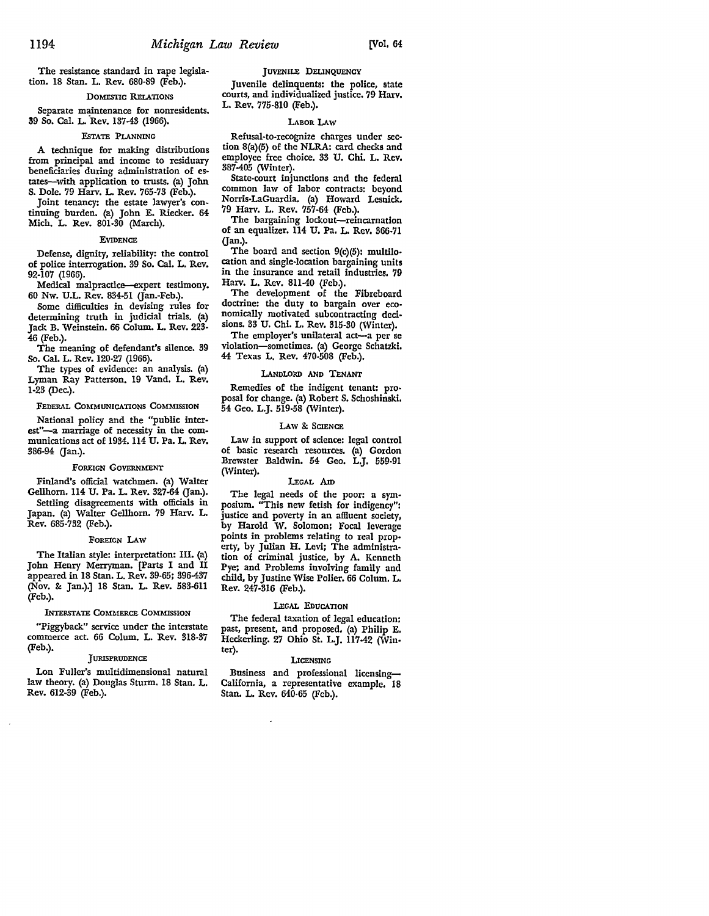The resistance standard in rape legislation. 18 Stan. L. Rev. 680-89 (Feb.).

### Domestic Relations

Separate maintenance for nonresidents. 39 So. Cal. L. Rev. 137-43 (1966).

### Estate Planning

A technique for making distributions from principal and income to residuary beneficiaries during administration of estates—with application to trusts. (a) John S. Dole. 79 Harv. L. Rev. 765-73 (Feb.).

Joint tenancy: the estate lawyer's continuing burden. (a) John E. Riecker. 64 Mich. L. Rev. 801-30 (March).

### Evidence

Defense, dignity, reliability: the control of police interrogation. 39 So. Cal. L. Rev. 92-107 (1966).

Medical malpractice—expert testimony. 60 Nw. U.L. Rev. 834-51 (Jan.-Feb.).

Some difficulties in devising rules for determining truth in judicial trials. (a) Jack B. Weinstein. 66 Colum. L. Rev. 223-46 (Feb.).

The meaning of defendant's silence. 39 So. Cal. L. Rev. 120-27 (1966).

The types of evidence: an analysis. (a) Lyman Ray Patterson. 19 Vand. L. Rev. 1-23 (Dec.).

### Federal Communications Commission

National policy and the "public interest"—a marriage of necessity in the communications act of 1934. 114 U. Pa. L. Rev. 386-94 (Jan.).

### Foreign Government

Finland's official watchmen. (a) Walter Gellhorn. 114 U. Pa. L. Rev. 327-64 (Jan.).

Settling disagreements with officials in Japan. (a) Walter Gellhorn. 79 Harv. L. Rev. 685-732 (Feb.).

### Foreign Law

The Italian style: interpretation: III. (a) John Henry Merryman. [Parts I and II appeared in 18 Stan. L. Rev. 39-65; 396-437 (Nov. & Jan.).] 18 Stan. L. Rev. 583-611 (Feb.).

### Interstate Commerce Commission

"Piggyback" service under the interstate commerce act. 66 Colum. L. Rev. 318-37 (Feb.).

### Jurisprudence

Lon Fuller's multidimensional natural law theory. (a) Douglas Sturm. 18 Stan. L. Rev. 612-39 (Feb.).

### Juvenile Delinquency

Juvenile delinquents: the police, state courts, and individualized justice. 79 Harv. L. Rev. 775-810 (Feb.).

### Labor Law

Refusal-to-recognize charges under section 8(a)(5) of the NLRA: card checks and employee free choice. 33 U. Chi. L. Rev. 387-405 (Winter).

State-court injunctions and the federal common law of labor contracts: beyond Norris-LaGuardia. (a) Howard Lesnick. 79 Harv. L. Rev. 757-64 (Feb.).

The bargaining lockout—reincarnation of an equalizer. 114 U. Pa. L. Rev. 366-71 (Jan.).

The board and section 9(c)(5): multilocation and single-location bargaining units in the insurance and retail industries. 79 Harv. L. Rev. 811-40 (Feb.).

The development of the Fibreboard doctrine: the duty to bargain over economically motivated subcontracting decisions. 33 U. Chi. L. Rev. 315-30 (Winter).

The employer's unilateral act—a per se violation—sometimes. (a) George Schatzki. 44 Texas L. Rev. 470-508 (Feb.).

### Landlord and Tenant

Remedies of the indigent tenant: proposal for change. (a) Robert S. Schoshinski. 54 Geo. L.J. 519-58 (Winter).

### Law & Science

Law in support of science: legal control of basic research resources. (a) Gordon Brewster Baldwin. 54 Geo. L.J. 559-91 (Winter).

### Legal Aid

The legal needs of the poor: a symposium. "This new fetish for indigency": justice and poverty in an affluent society, by Harold W. Solomon; Focal leverage points in problems relating to real property, by Julian H. Levi; The administration of criminal justice, by A. Kenneth Pye; and Problems involving family and child, by Justine Wise Polier. 66 Colum. L. Rev. 247-316 (Feb.).

### Legal Education

The federal taxation of legal education: past, present, and proposed. (a) Philip E. Heckerling. 27 Ohio St. L.J. 117-42 (Winter).

### Licensing

Business and professional licensing—California, a representative example. 18 Stan. L. Rev. 640-65 (Feb.).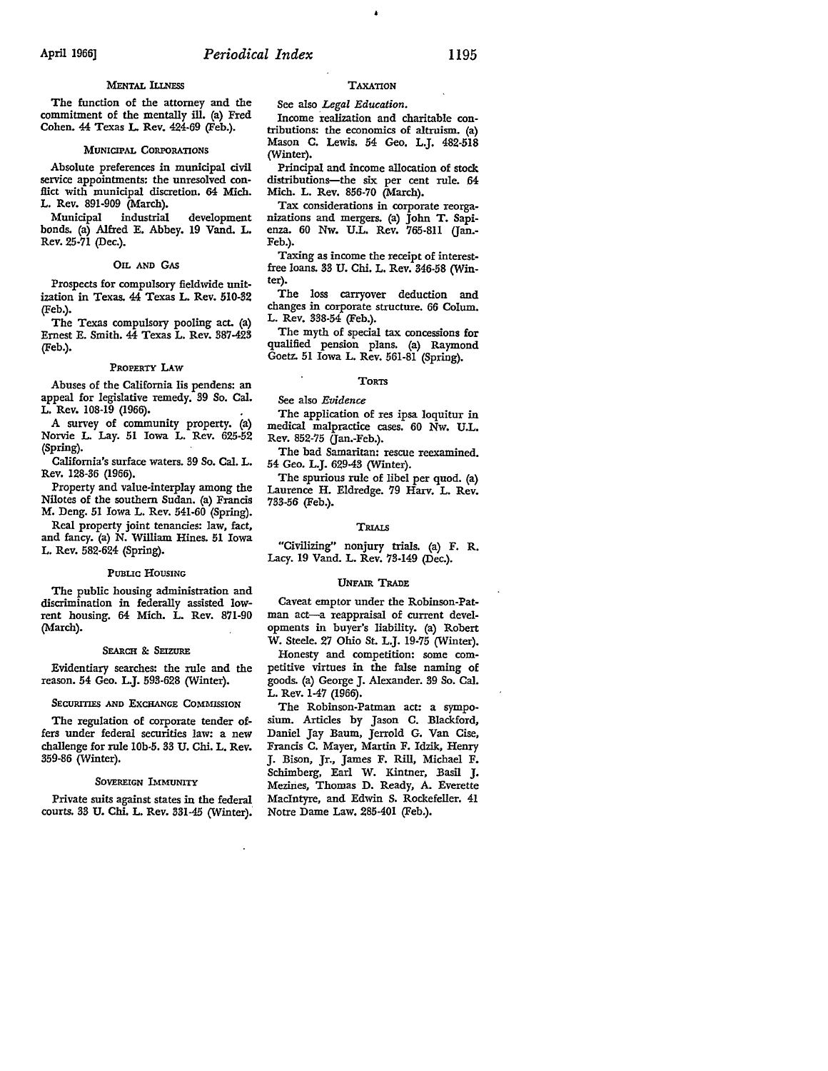### Mental Illness

The function of the attorney and the commitment of the mentally ill. (a) Fred Cohen. 44 Texas L. Rev. 424-69 (Feb.).

### Municipal Corporations

Absolute preferences in municipal civil service appointments: the unresolved conflict with municipal discretion. 64 Mich. L. Rev. 891-909 (March).

Municipal industrial development bonds. (a) Alfred E. Abbey. 19 Vand. L. Rev. 25-71 (Dec.).

### Oil and Gas

Prospects for compulsory fieldwide unitization in Texas. 44 Texas L. Rev. 510-32 (Feb.).

The Texas compulsory pooling act. (a) Ernest E. Smith. 44 Texas L. Rev. 387-423 (Feb.).

### Property Law

Abuses of the California lis pendens: an appeal for legislative remedy. 39 So. Cal. L. Rev. 108-19 (1966).

A survey of community property. (a) Norvie L. Lay. 51 Iowa L. Rev. 625-52 (Spring).

California's surface waters. 39 So. Cal. L. Rev. 128-36 (1966).

Property and value-interplay among the Nilotes of the southern Sudan. (a) Francis M. Deng. 51 Iowa L. Rev. 541-60 (Spring).

Real property joint tenancies: law, fact, and fancy. (a) N. William Hines. 51 Iowa L. Rev. 582-624 (Spring).

### Public Housing

The public housing administration and discrimination in federally assisted low-rent housing. 64 Mich. L. Rev. 871-90 (March).

### Search & Seizure

Evidentiary searches: the rule and the reason. 54 Geo. L.J. 593-628 (Winter).

### Securities and Exchange Commission

The regulation of corporate tender offers under federal securities law: a new challenge for rule 10b-5. 33 U. Chi. L. Rev. 359-86 (Winter).

### Sovereign Immunity

Private suits against states in the federal courts. 33 U. Chi. L. Rev. 331-45 (Winter).

### Taxation

See also *Legal Education.*

Income realization and charitable contributions: the economics of altruism. (a) Mason C. Lewis. 54 Geo. L.J. 482-518 (Winter).

Principal and income allocation of stock distributions—the six per cent rule. 64 Mich. L. Rev. 856-70 (March).

Tax considerations in corporate reorganizations and mergers. (a) John T. Sapienza. 60 Nw. U.L. Rev. 765-811 (Jan.-Feb.).

Taxing as income the receipt of interest-free loans. 33 U. Chi. L. Rev. 346-58 (Winter).

The loss carryover deduction and changes in corporate structure. 66 Colum. L. Rev. 338-54 (Feb.).

The myth of special tax concessions for qualified pension plans. (a) Raymond Goetz. 51 Iowa L. Rev. 561-81 (Spring).

### Torts

See also *Evidence*

The application of res ipsa loquitur in medical malpractice cases. 60 Nw. U.L. Rev. 852-75 (Jan.-Feb.).

The bad Samaritan: rescue reexamined. 54 Geo. L.J. 629-43 (Winter).

The spurious rule of libel per quod. (a) Laurence H. Eldredge. 79 Harv. L. Rev. 733-56 (Feb.).

### Trials

"Civilizing" nonjury trials. (a) F. R. Lacy. 19 Vand. L. Rev. 73-149 (Dec.).

### Unfair Trade

Caveat emptor under the Robinson-Patman act—a reappraisal of current developments in buyer's liability. (a) Robert W. Steele. 27 Ohio St. L.J. 19-75 (Winter).

Honesty and competition: some competitive virtues in the false naming of goods. (a) George J. Alexander. 39 So. Cal. L. Rev. 1-47 (1966).

The Robinson-Patman act: a symposium. Articles by Jason C. Blackford, Daniel Jay Baum, Jerrold G. Van Cise, Francis C. Mayer, Martin F. Idzik, Henry J. Bison, Jr., James F. Rill, Michael F. Schimberg, Earl W. Kintner, Basil J. Mezines, Thomas D. Ready, A. Everette MacIntyre, and Edwin S. Rockefeller. 41 Notre Dame Law. 285-401 (Feb.).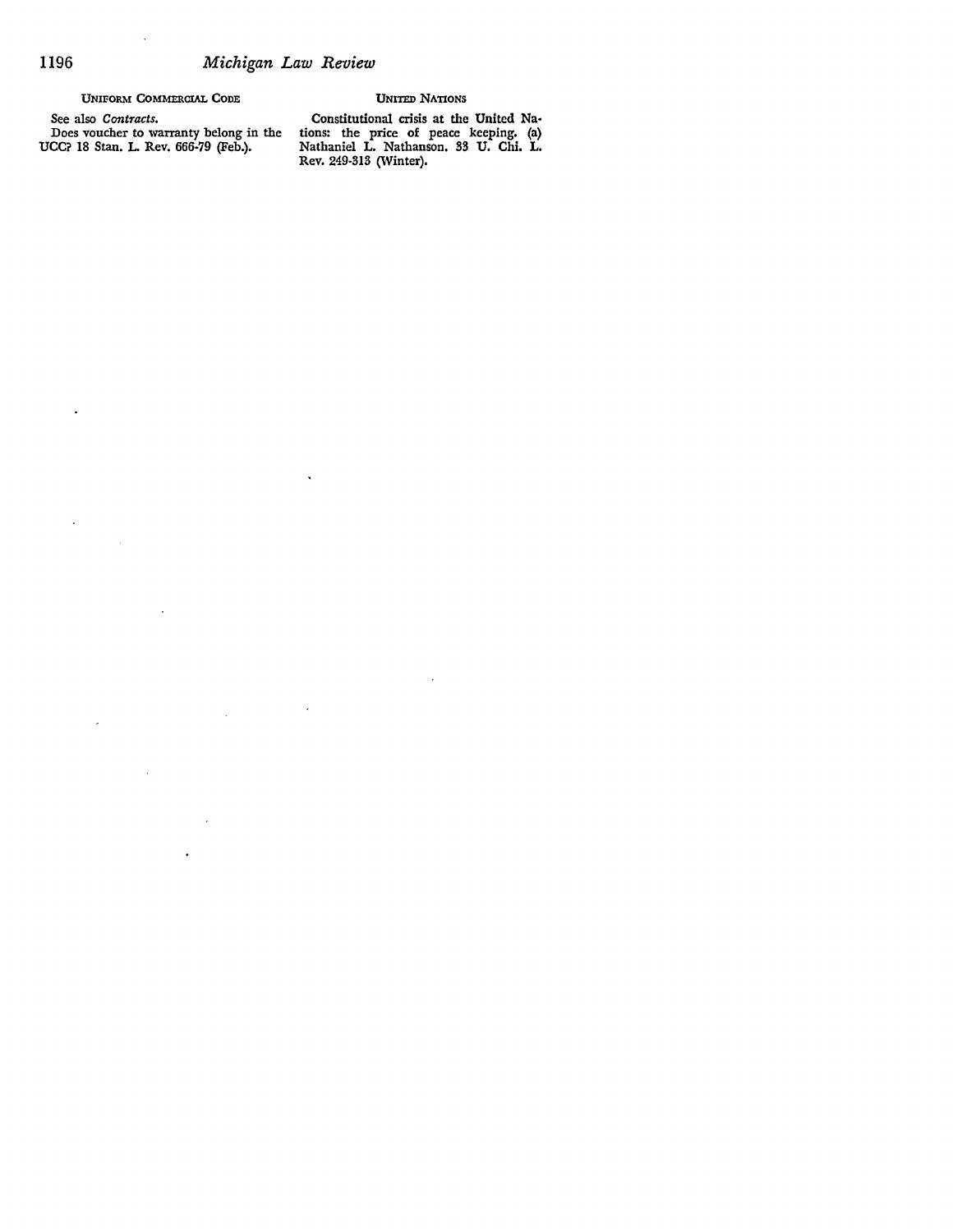### Uniform Commercial Code

See also *Contracts*.

Does voucher to warranty belong in the UCC? 18 Stan. L. Rev. 666-79 (Feb.).

### United Nations

Constitutional crisis at the United Nations: the price of peace keeping. (a) Nathaniel L. Nathanson. 33 U. Chi. L. Rev. 249-313 (Winter).